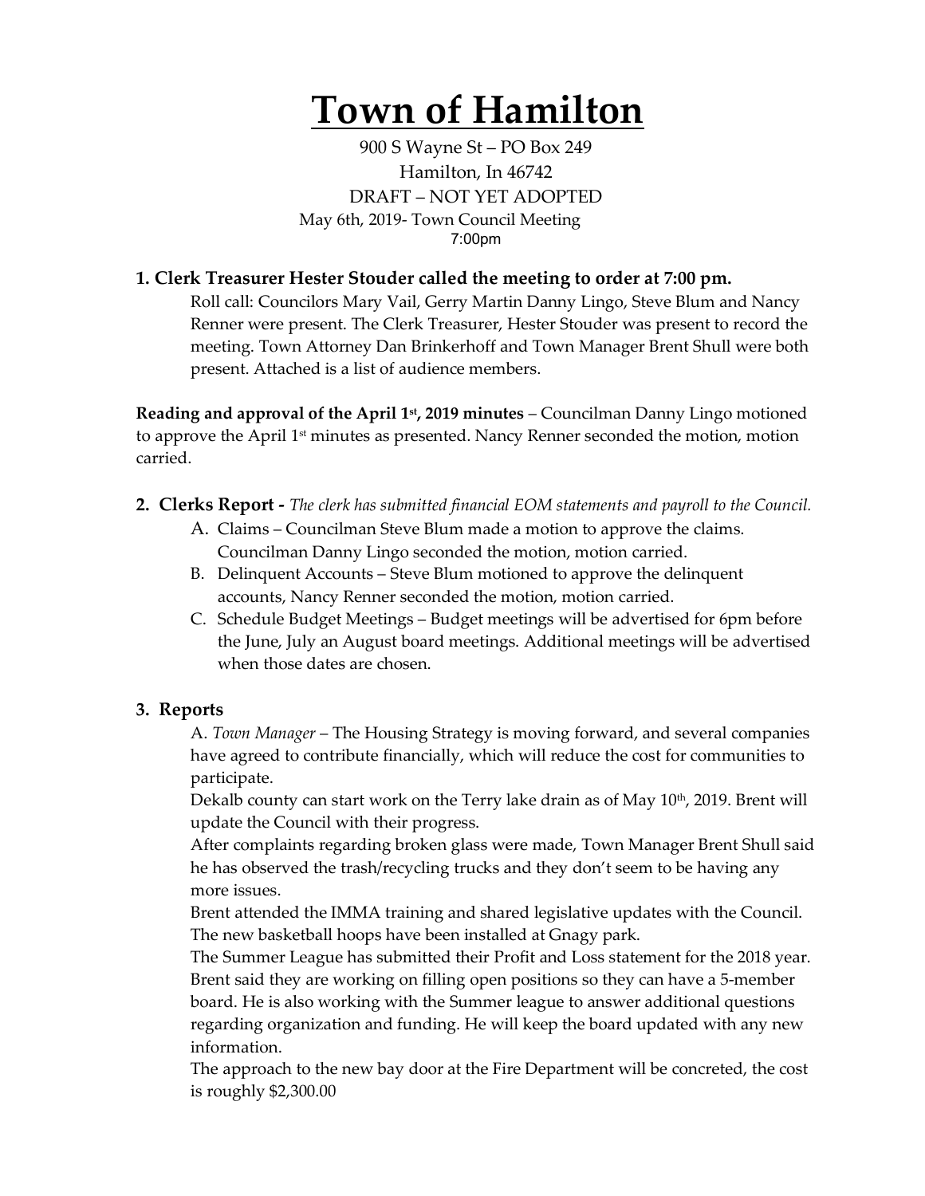# Town of Hamilton

900 S Wayne St – PO Box 249
Hamilton, In 46742
DRAFT – NOT YET ADOPTED
May 6th, 2019- Town Council Meeting
7:00pm

### 1. Clerk Treasurer Hester Stouder called the meeting to order at 7:00 pm.

Roll call: Councilors Mary Vail, Gerry Martin Danny Lingo, Steve Blum and Nancy Renner were present. The Clerk Treasurer, Hester Stouder was present to record the meeting. Town Attorney Dan Brinkerhoff and Town Manager Brent Shull were both present. Attached is a list of audience members.

**Reading and approval of the April 1st, 2019 minutes** – Councilman Danny Lingo motioned to approve the April 1st minutes as presented. Nancy Renner seconded the motion, motion carried.

### 2. Clerks Report - *The clerk has submitted financial EOM statements and payroll to the Council.*

A. Claims – Councilman Steve Blum made a motion to approve the claims. Councilman Danny Lingo seconded the motion, motion carried.

B. Delinquent Accounts – Steve Blum motioned to approve the delinquent accounts, Nancy Renner seconded the motion, motion carried.

C. Schedule Budget Meetings – Budget meetings will be advertised for 6pm before the June, July an August board meetings. Additional meetings will be advertised when those dates are chosen.

### 3. Reports

A. *Town Manager* – The Housing Strategy is moving forward, and several companies have agreed to contribute financially, which will reduce the cost for communities to participate.

Dekalb county can start work on the Terry lake drain as of May 10th, 2019. Brent will update the Council with their progress.

After complaints regarding broken glass were made, Town Manager Brent Shull said he has observed the trash/recycling trucks and they don't seem to be having any more issues.

Brent attended the IMMA training and shared legislative updates with the Council.

The new basketball hoops have been installed at Gnagy park.

The Summer League has submitted their Profit and Loss statement for the 2018 year. Brent said they are working on filling open positions so they can have a 5-member board. He is also working with the Summer league to answer additional questions regarding organization and funding. He will keep the board updated with any new information.

The approach to the new bay door at the Fire Department will be concreted, the cost is roughly $2,300.00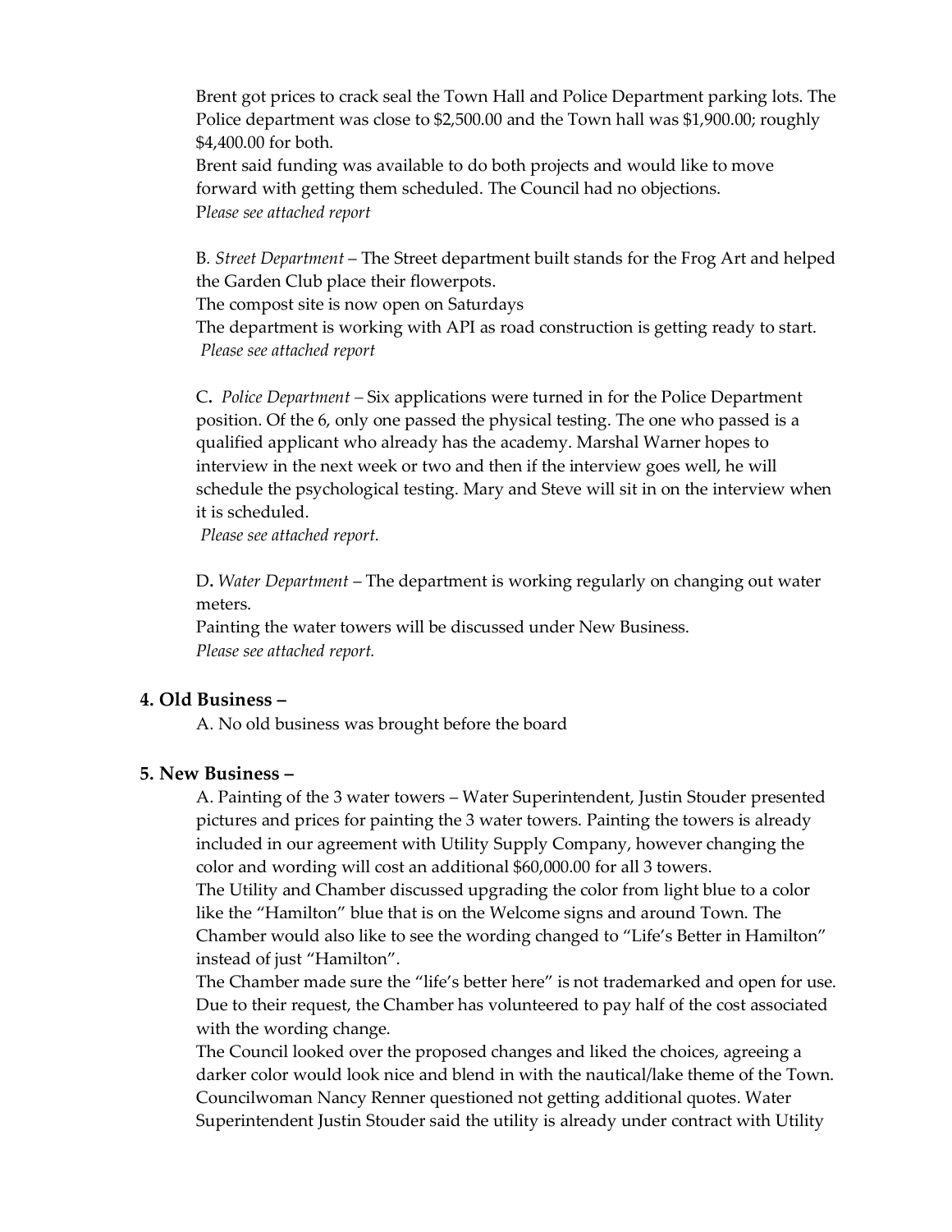Brent got prices to crack seal the Town Hall and Police Department parking lots. The Police department was close to $2,500.00 and the Town hall was $1,900.00; roughly $4,400.00 for both.
Brent said funding was available to do both projects and would like to move forward with getting them scheduled. The Council had no objections.
*Please see attached report*

B. *Street Department* – The Street department built stands for the Frog Art and helped the Garden Club place their flowerpots.
The compost site is now open on Saturdays
The department is working with API as road construction is getting ready to start.
*Please see attached report*

C. *Police Department* – Six applications were turned in for the Police Department position. Of the 6, only one passed the physical testing. The one who passed is a qualified applicant who already has the academy. Marshal Warner hopes to interview in the next week or two and then if the interview goes well, he will schedule the psychological testing. Mary and Steve will sit in on the interview when it is scheduled.
*Please see attached report.*

D. *Water Department* – The department is working regularly on changing out water meters.
Painting the water towers will be discussed under New Business.
*Please see attached report.*

### 4. Old Business –

A. No old business was brought before the board

### 5. New Business –

A. Painting of the 3 water towers – Water Superintendent, Justin Stouder presented pictures and prices for painting the 3 water towers. Painting the towers is already included in our agreement with Utility Supply Company, however changing the color and wording will cost an additional $60,000.00 for all 3 towers.
The Utility and Chamber discussed upgrading the color from light blue to a color like the "Hamilton" blue that is on the Welcome signs and around Town. The Chamber would also like to see the wording changed to "Life's Better in Hamilton" instead of just "Hamilton".
The Chamber made sure the "life's better here" is not trademarked and open for use. Due to their request, the Chamber has volunteered to pay half of the cost associated with the wording change.
The Council looked over the proposed changes and liked the choices, agreeing a darker color would look nice and blend in with the nautical/lake theme of the Town. Councilwoman Nancy Renner questioned not getting additional quotes. Water Superintendent Justin Stouder said the utility is already under contract with Utility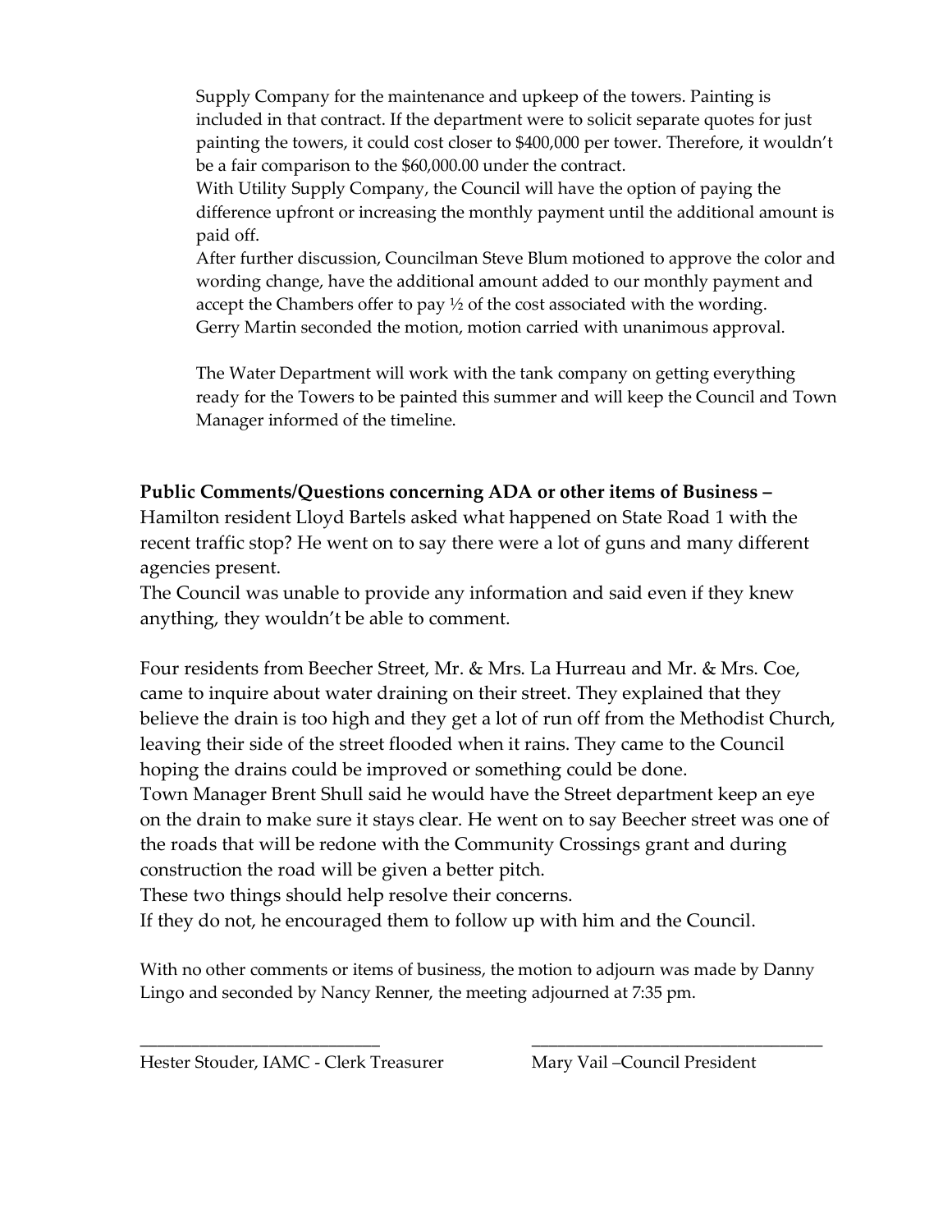Supply Company for the maintenance and upkeep of the towers. Painting is included in that contract. If the department were to solicit separate quotes for just painting the towers, it could cost closer to $400,000 per tower. Therefore, it wouldn't be a fair comparison to the $60,000.00 under the contract.
With Utility Supply Company, the Council will have the option of paying the difference upfront or increasing the monthly payment until the additional amount is paid off.
After further discussion, Councilman Steve Blum motioned to approve the color and wording change, have the additional amount added to our monthly payment and accept the Chambers offer to pay ½ of the cost associated with the wording.
Gerry Martin seconded the motion, motion carried with unanimous approval.

The Water Department will work with the tank company on getting everything ready for the Towers to be painted this summer and will keep the Council and Town Manager informed of the timeline.

**Public Comments/Questions concerning ADA or other items of Business –**
Hamilton resident Lloyd Bartels asked what happened on State Road 1 with the recent traffic stop? He went on to say there were a lot of guns and many different agencies present.
The Council was unable to provide any information and said even if they knew anything, they wouldn't be able to comment.

Four residents from Beecher Street, Mr. & Mrs. La Hurreau and Mr. & Mrs. Coe, came to inquire about water draining on their street. They explained that they believe the drain is too high and they get a lot of run off from the Methodist Church, leaving their side of the street flooded when it rains. They came to the Council hoping the drains could be improved or something could be done.
Town Manager Brent Shull said he would have the Street department keep an eye on the drain to make sure it stays clear. He went on to say Beecher street was one of the roads that will be redone with the Community Crossings grant and during construction the road will be given a better pitch.
These two things should help resolve their concerns.
If they do not, he encouraged them to follow up with him and the Council.

With no other comments or items of business, the motion to adjourn was made by Danny Lingo and seconded by Nancy Renner, the meeting adjourned at 7:35 pm.

\_\_\_\_\_\_\_\_\_\_\_\_\_\_\_\_\_\_\_\_\_\_\_\_\_\_\_\_ \_\_\_\_\_\_\_\_\_\_\_\_\_\_\_\_\_\_\_\_\_\_\_\_\_\_\_\_\_\_\_\_\_\_

Hester Stouder, IAMC - Clerk Treasurer Mary Vail –Council President